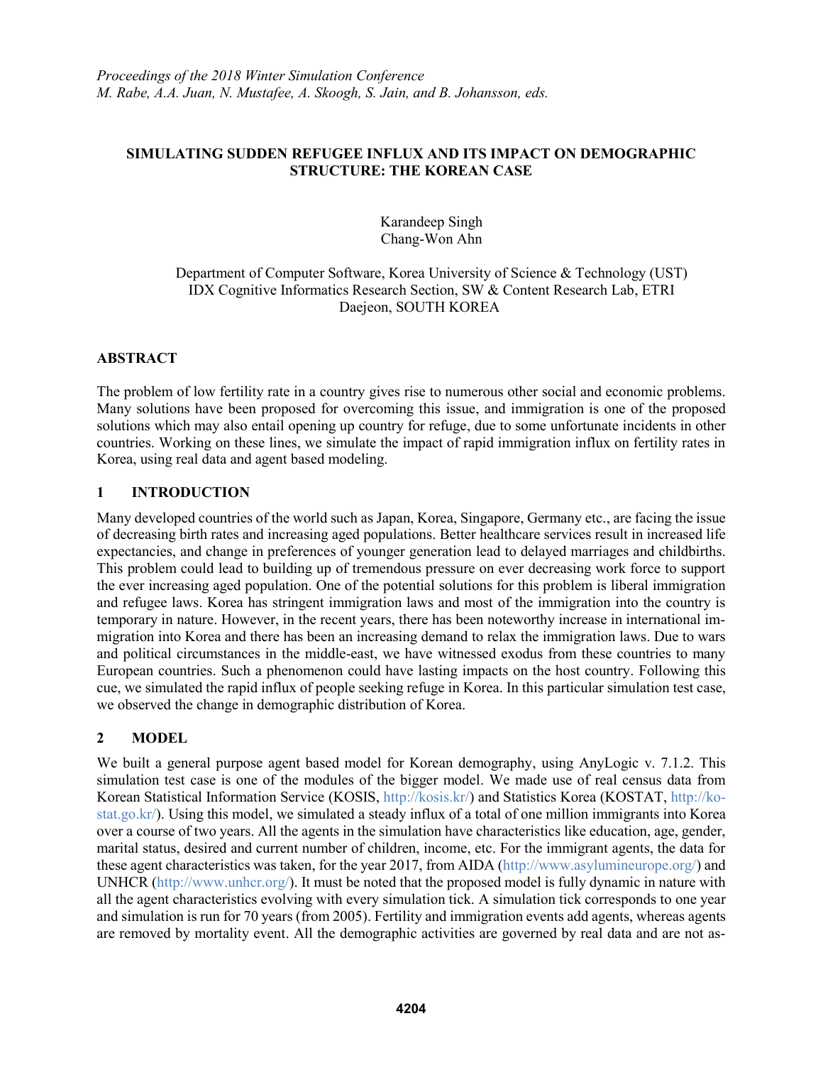*Proceedings of the 2018 Winter Simulation Conference*
*M. Rabe, A.A. Juan, N. Mustafee, A. Skoogh, S. Jain, and B. Johansson, eds.*

# SIMULATING SUDDEN REFUGEE INFLUX AND ITS IMPACT ON DEMOGRAPHIC STRUCTURE: THE KOREAN CASE

Karandeep Singh
Chang-Won Ahn

Department of Computer Software, Korea University of Science & Technology (UST)
IDX Cognitive Informatics Research Section, SW & Content Research Lab, ETRI
Daejeon, SOUTH KOREA

## ABSTRACT

The problem of low fertility rate in a country gives rise to numerous other social and economic problems. Many solutions have been proposed for overcoming this issue, and immigration is one of the proposed solutions which may also entail opening up country for refuge, due to some unfortunate incidents in other countries. Working on these lines, we simulate the impact of rapid immigration influx on fertility rates in Korea, using real data and agent based modeling.

## 1 INTRODUCTION

Many developed countries of the world such as Japan, Korea, Singapore, Germany etc., are facing the issue of decreasing birth rates and increasing aged populations. Better healthcare services result in increased life expectancies, and change in preferences of younger generation lead to delayed marriages and childbirths. This problem could lead to building up of tremendous pressure on ever decreasing work force to support the ever increasing aged population. One of the potential solutions for this problem is liberal immigration and refugee laws. Korea has stringent immigration laws and most of the immigration into the country is temporary in nature. However, in the recent years, there has been noteworthy increase in international immigration into Korea and there has been an increasing demand to relax the immigration laws. Due to wars and political circumstances in the middle-east, we have witnessed exodus from these countries to many European countries. Such a phenomenon could have lasting impacts on the host country. Following this cue, we simulated the rapid influx of people seeking refuge in Korea. In this particular simulation test case, we observed the change in demographic distribution of Korea.

## 2 MODEL

We built a general purpose agent based model for Korean demography, using AnyLogic v. 7.1.2. This simulation test case is one of the modules of the bigger model. We made use of real census data from Korean Statistical Information Service (KOSIS, http://kosis.kr/) and Statistics Korea (KOSTAT, http://kostat.go.kr/). Using this model, we simulated a steady influx of a total of one million immigrants into Korea over a course of two years. All the agents in the simulation have characteristics like education, age, gender, marital status, desired and current number of children, income, etc. For the immigrant agents, the data for these agent characteristics was taken, for the year 2017, from AIDA (http://www.asylumineurope.org/) and UNHCR (http://www.unhcr.org/). It must be noted that the proposed model is fully dynamic in nature with all the agent characteristics evolving with every simulation tick. A simulation tick corresponds to one year and simulation is run for 70 years (from 2005). Fertility and immigration events add agents, whereas agents are removed by mortality event. All the demographic activities are governed by real data and are not as-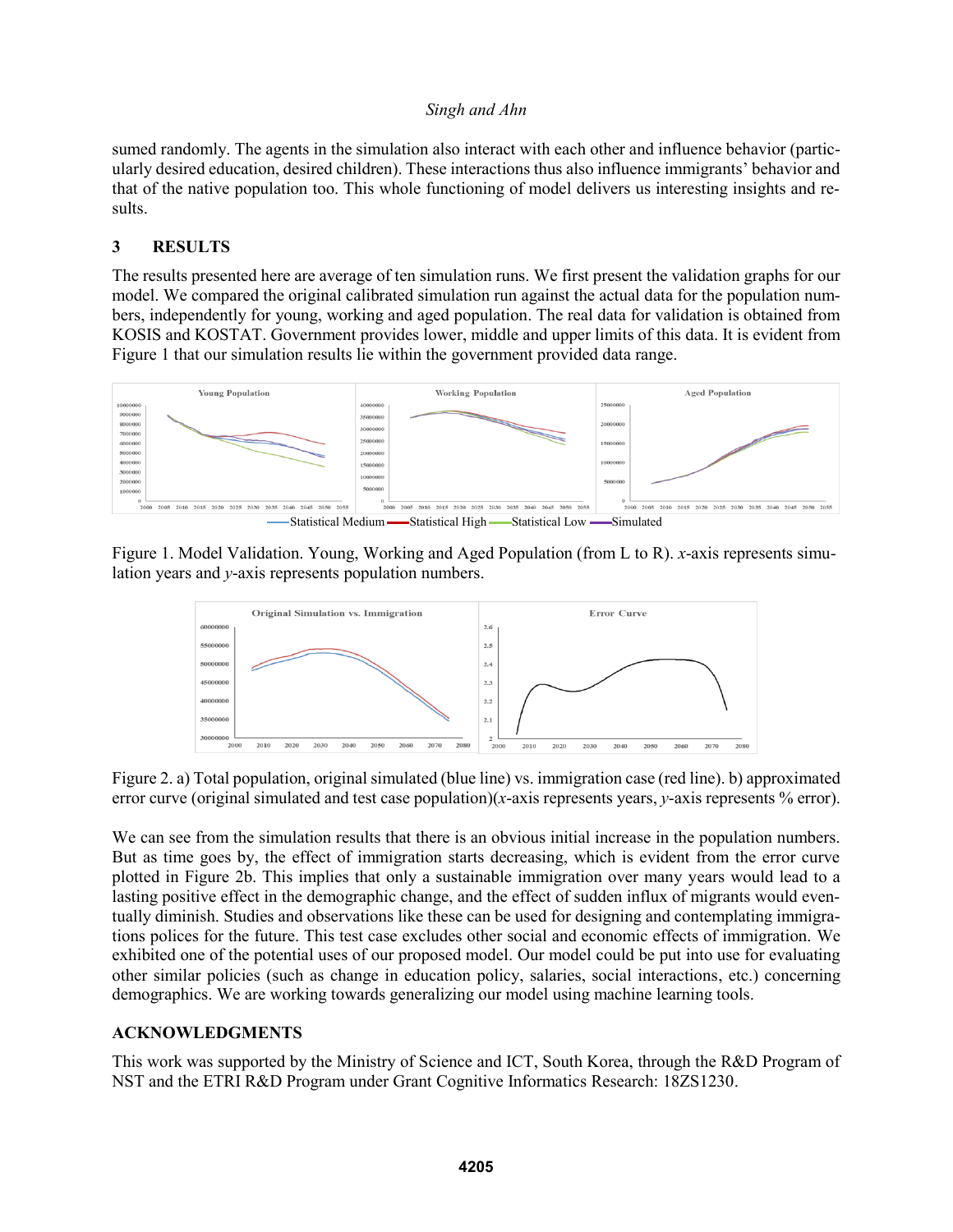sumed randomly. The agents in the simulation also interact with each other and influence behavior (particularly desired education, desired children). These interactions thus also influence immigrants' behavior and that of the native population too. This whole functioning of model delivers us interesting insights and results.

## 3 RESULTS

The results presented here are average of ten simulation runs. We first present the validation graphs for our model. We compared the original calibrated simulation run against the actual data for the population numbers, independently for young, working and aged population. The real data for validation is obtained from KOSIS and KOSTAT. Government provides lower, middle and upper limits of this data. It is evident from Figure 1 that our simulation results lie within the government provided data range.

Young Population

10000000
9000000
8000000
7000000
6000000
5000000
4000000
3000000
2000000
1000000
0

2000 2005 2010 2015 2020 2025 2030 2035 2040 2045 2050 2055

Working Population

40000000
35000000
30000000
25000000
20000000
15000000
10000000
5000000
0

2000 2005 2010 2015 2020 2025 2030 2035 2040 2045 2050 2055

Aged Population

25000000
20000000
15000000
10000000
5000000
0

2000 2005 2010 2015 2020 2025 2030 2035 2040 2045 2050 2055

Statistical Medium, Statistical High, Statistical Low, Simulated

Figure 1. Model Validation. Young, Working and Aged Population (from L to R). *x*-axis represents simulation years and *y*-axis represents population numbers.

Original Simulation vs. Immigration

60000000
55000000
50000000
45000000
40000000
35000000
30000000

2000 2010 2020 2030 2040 2050 2060 2070 2080

Error Curve

2.6
2.5
2.4
2.3
2.2
2.1
2

2000 2010 2020 2030 2040 2050 2060 2070 2080

Figure 2. a) Total population, original simulated (blue line) vs. immigration case (red line). b) approximated error curve (original simulated and test case population)(*x*-axis represents years, *y*-axis represents % error).

We can see from the simulation results that there is an obvious initial increase in the population numbers. But as time goes by, the effect of immigration starts decreasing, which is evident from the error curve plotted in Figure 2b. This implies that only a sustainable immigration over many years would lead to a lasting positive effect in the demographic change, and the effect of sudden influx of migrants would eventually diminish. Studies and observations like these can be used for designing and contemplating immigrations polices for the future. This test case excludes other social and economic effects of immigration. We exhibited one of the potential uses of our proposed model. Our model could be put into use for evaluating other similar policies (such as change in education policy, salaries, social interactions, etc.) concerning demographics. We are working towards generalizing our model using machine learning tools.

## ACKNOWLEDGMENTS

This work was supported by the Ministry of Science and ICT, South Korea, through the R&D Program of NST and the ETRI R&D Program under Grant Cognitive Informatics Research: 18ZS1230.